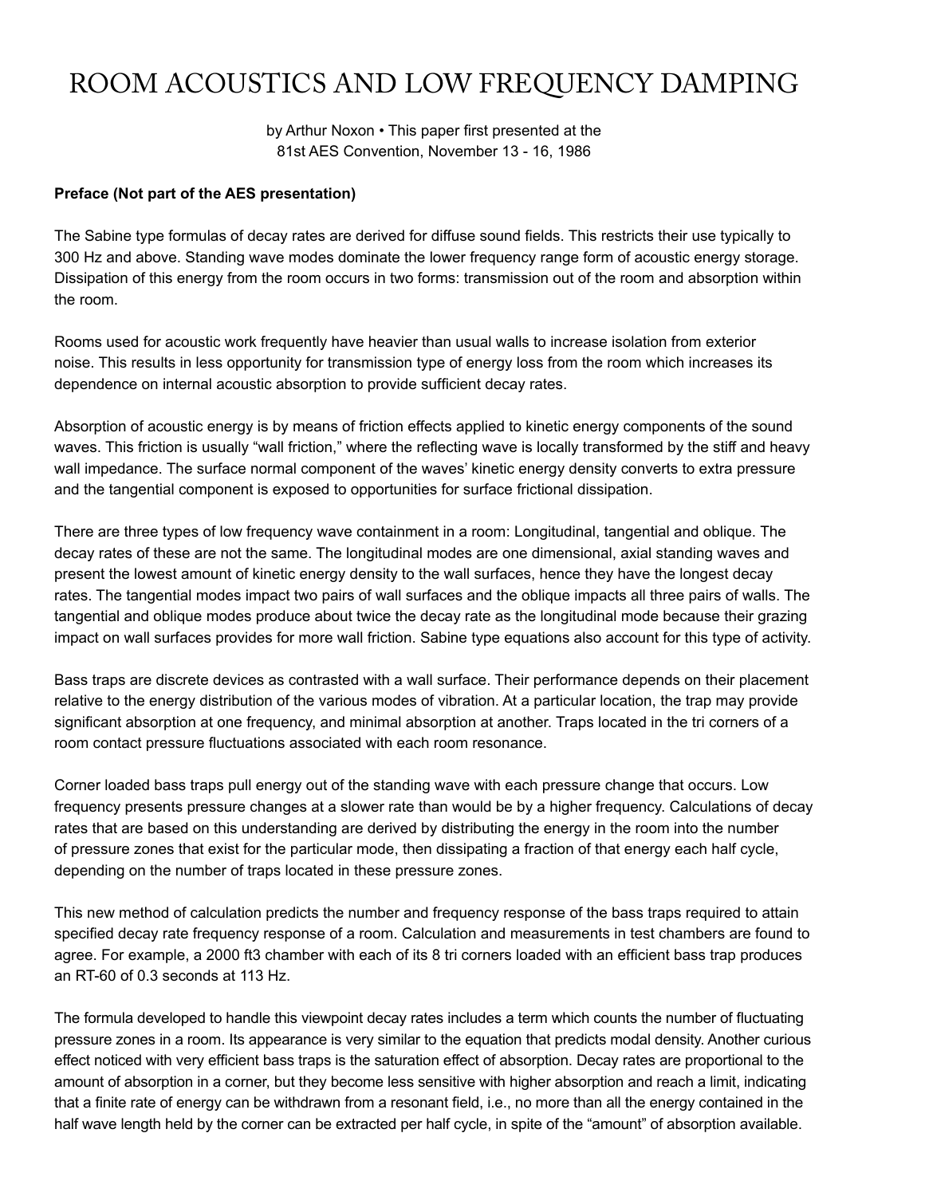# ROOM ACOUSTICS AND LOW FREQUENCY DAMPING

by Arthur Noxon • This paper first presented at the 81st AES Convention, November 13 - 16, 1986

**Preface (Not part of the AES presentation)**

The Sabine type formulas of decay rates are derived for diffuse sound fields. This restricts their use typically to 300 Hz and above. Standing wave modes dominate the lower frequency range form of acoustic energy storage. Dissipation of this energy from the room occurs in two forms: transmission out of the room and absorption within the room.

Rooms used for acoustic work frequently have heavier than usual walls to increase isolation from exterior noise. This results in less opportunity for transmission type of energy loss from the room which increases its dependence on internal acoustic absorption to provide sufficient decay rates.

Absorption of acoustic energy is by means of friction effects applied to kinetic energy components of the sound waves. This friction is usually "wall friction," where the reflecting wave is locally transformed by the stiff and heavy wall impedance. The surface normal component of the waves' kinetic energy density converts to extra pressure and the tangential component is exposed to opportunities for surface frictional dissipation.

There are three types of low frequency wave containment in a room: Longitudinal, tangential and oblique. The decay rates of these are not the same. The longitudinal modes are one dimensional, axial standing waves and present the lowest amount of kinetic energy density to the wall surfaces, hence they have the longest decay rates. The tangential modes impact two pairs of wall surfaces and the oblique impacts all three pairs of walls. The tangential and oblique modes produce about twice the decay rate as the longitudinal mode because their grazing impact on wall surfaces provides for more wall friction. Sabine type equations also account for this type of activity.

Bass traps are discrete devices as contrasted with a wall surface. Their performance depends on their placement relative to the energy distribution of the various modes of vibration. At a particular location, the trap may provide significant absorption at one frequency, and minimal absorption at another. Traps located in the tri corners of a room contact pressure fluctuations associated with each room resonance.

Corner loaded bass traps pull energy out of the standing wave with each pressure change that occurs. Low frequency presents pressure changes at a slower rate than would be by a higher frequency. Calculations of decay rates that are based on this understanding are derived by distributing the energy in the room into the number of pressure zones that exist for the particular mode, then dissipating a fraction of that energy each half cycle, depending on the number of traps located in these pressure zones.

This new method of calculation predicts the number and frequency response of the bass traps required to attain specified decay rate frequency response of a room. Calculation and measurements in test chambers are found to agree. For example, a 2000 ft3 chamber with each of its 8 tri corners loaded with an efficient bass trap produces an RT-60 of 0.3 seconds at 113 Hz.

The formula developed to handle this viewpoint decay rates includes a term which counts the number of fluctuating pressure zones in a room. Its appearance is very similar to the equation that predicts modal density. Another curious effect noticed with very efficient bass traps is the saturation effect of absorption. Decay rates are proportional to the amount of absorption in a corner, but they become less sensitive with higher absorption and reach a limit, indicating that a finite rate of energy can be withdrawn from a resonant field, i.e., no more than all the energy contained in the half wave length held by the corner can be extracted per half cycle, in spite of the "amount" of absorption available.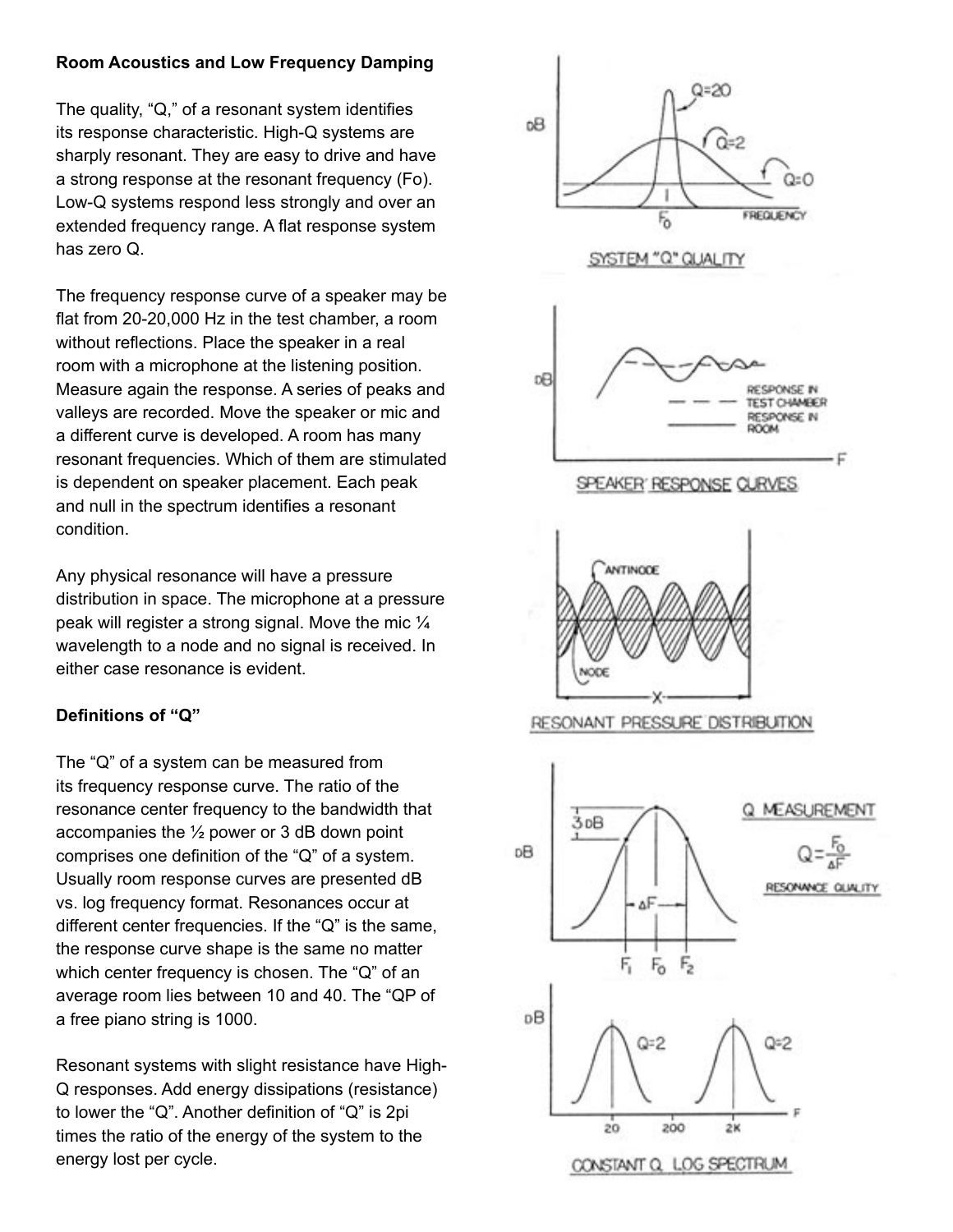## Room Acoustics and Low Frequency Damping

The quality, “Q,” of a resonant system identifies its response characteristic. High-Q systems are sharply resonant. They are easy to drive and have a strong response at the resonant frequency (Fo). Low-Q systems respond less strongly and over an extended frequency range. A flat response system has zero Q.

The frequency response curve of a speaker may be flat from 20-20,000 Hz in the test chamber, a room without reflections. Place the speaker in a real room with a microphone at the listening position. Measure again the response. A series of peaks and valleys are recorded. Move the speaker or mic and a different curve is developed. A room has many resonant frequencies. Which of them are stimulated is dependent on speaker placement. Each peak and null in the spectrum identifies a resonant condition.

Any physical resonance will have a pressure distribution in space. The microphone at a pressure peak will register a strong signal. Move the mic ¼ wavelength to a node and no signal is received. In either case resonance is evident.

## Definitions of “Q”

The “Q” of a system can be measured from its frequency response curve. The ratio of the resonance center frequency to the bandwidth that accompanies the ½ power or 3 dB down point comprises one definition of the “Q” of a system. Usually room response curves are presented dB vs. log frequency format. Resonances occur at different center frequencies. If the “Q” is the same, the response curve shape is the same no matter which center frequency is chosen. The “Q” of an average room lies between 10 and 40. The “QP of a free piano string is 1000.

Resonant systems with slight resistance have High-Q responses. Add energy dissipations (resistance) to lower the “Q”. Another definition of “Q” is 2pi times the ratio of the energy of the system to the energy lost per cycle.

SYSTEM “Q” QUALITY

SPEAKER RESPONSE CURVES

RESONANT PRESSURE DISTRIBUTION

Q MEASUREMENT

$$Q = \frac{F_0}{\Delta F}$$

RESONANCE QUALITY

CONSTANT Q LOG SPECTRUM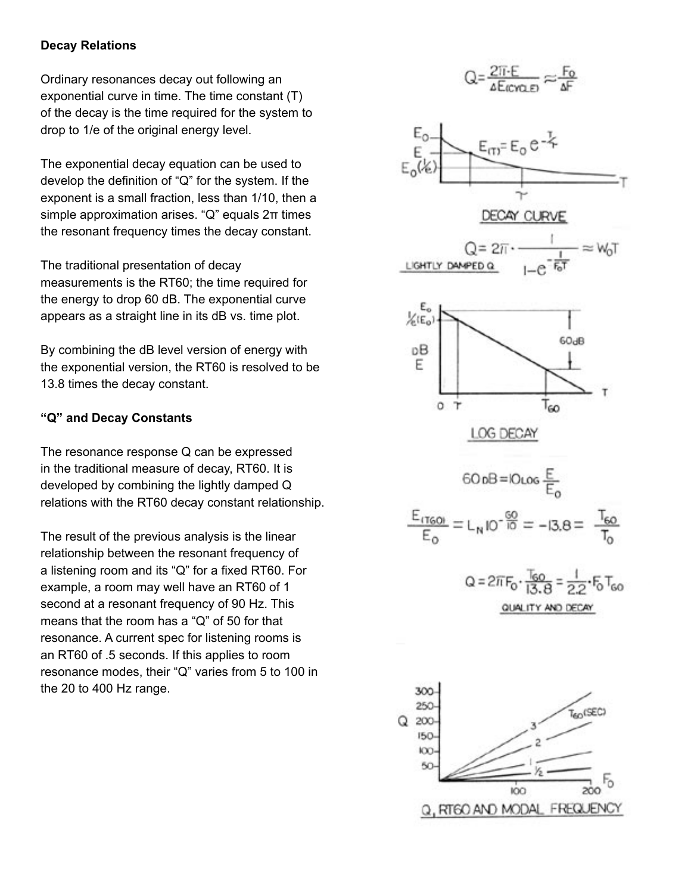**Decay Relations**

Ordinary resonances decay out following an exponential curve in time. The time constant (T) of the decay is the time required for the system to drop to 1/e of the original energy level.

The exponential decay equation can be used to develop the definition of "Q" for the system. If the exponent is a small fraction, less than 1/10, then a simple approximation arises. "Q" equals 2π times the resonant frequency times the decay constant.

The traditional presentation of decay measurements is the RT60; the time required for the energy to drop 60 dB. The exponential curve appears as a straight line in its dB vs. time plot.

By combining the dB level version of energy with the exponential version, the RT60 is resolved to be 13.8 times the decay constant.

**"Q" and Decay Constants**

The resonance response Q can be expressed in the traditional measure of decay, RT60. It is developed by combining the lightly damped Q relations with the RT60 decay constant relationship.

The result of the previous analysis is the linear relationship between the resonant frequency of a listening room and its "Q" for a fixed RT60. For example, a room may well have an RT60 of 1 second at a resonant frequency of 90 Hz. This means that the room has a "Q" of 50 for that resonance. A current spec for listening rooms is an RT60 of .5 seconds. If this applies to room resonance modes, their "Q" varies from 5 to 100 in the 20 to 400 Hz range.

$$Q = \frac{2\pi \cdot E}{\Delta E_{(CYCLE)}} \approx \frac{F_0}{\Delta F}$$

$$E_{(T)} = E_0 e^{-\frac{T}{\tau}}$$

DECAY CURVE

LIGHTLY DAMPED Q

$$Q = 2\pi \cdot \frac{1}{1 - e^{-\frac{1}{F_0 T}}} \approx W_0 T$$

LOG DECAY

$$60\,\text{dB} = 10 \log \frac{E}{E_0}$$

$$\frac{E_{(T60)}}{E_0} = L_N 10^{-\frac{60}{10}} = -13.8 = \frac{T_{60}}{T_0}$$

$$Q = 2\pi F_0 \cdot \frac{T_{60}}{13.8} = \frac{1}{2.2} \cdot F_0 T_{60}$$

QUALITY AND DECAY

Q, RT60 AND MODAL FREQUENCY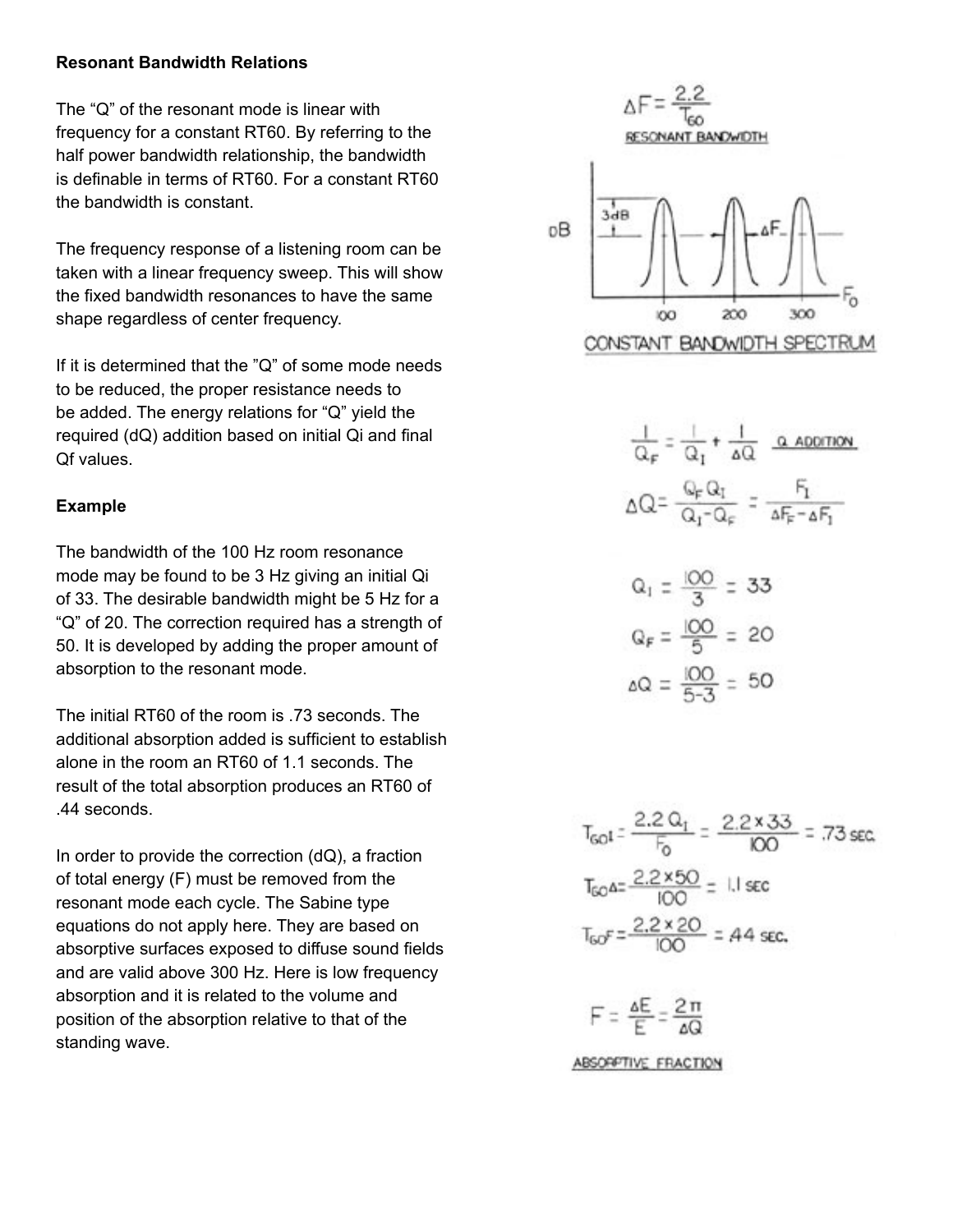**Resonant Bandwidth Relations**

The "Q" of the resonant mode is linear with frequency for a constant RT60. By referring to the half power bandwidth relationship, the bandwidth is definable in terms of RT60. For a constant RT60 the bandwidth is constant.

$$\Delta F = \frac{2.2}{T_{60}}$$

RESONANT BANDWIDTH

The frequency response of a listening room can be taken with a linear frequency sweep. This will show the fixed bandwidth resonances to have the same shape regardless of center frequency.

CONSTANT BANDWIDTH SPECTRUM

If it is determined that the "Q" of some mode needs to be reduced, the proper resistance needs to be added. The energy relations for "Q" yield the required (dQ) addition based on initial Qi and final Qf values.

$$\frac{1}{Q_F} = \frac{1}{Q_I} + \frac{1}{\Delta Q} \quad \text{Q ADDITION}$$

$$\Delta Q = \frac{Q_F Q_I}{Q_I - Q_F} = \frac{F_1}{\Delta F_F - \Delta F_1}$$

**Example**

The bandwidth of the 100 Hz room resonance mode may be found to be 3 Hz giving an initial Qi of 33. The desirable bandwidth might be 5 Hz for a "Q" of 20. The correction required has a strength of 50. It is developed by adding the proper amount of absorption to the resonant mode.

$$Q_I = \frac{100}{3} = 33$$

$$Q_F = \frac{100}{5} = 20$$

$$\Delta Q = \frac{100}{5-3} = 50$$

The initial RT60 of the room is .73 seconds. The additional absorption added is sufficient to establish alone in the room an RT60 of 1.1 seconds. The result of the total absorption produces an RT60 of .44 seconds.

$$T_{60I} = \frac{2.2\,Q_I}{F_0} = \frac{2.2 \times 33}{100} = .73 \text{ SEC.}$$

$$T_{60\Delta} = \frac{2.2 \times 50}{100} = 1.1 \text{ SEC}$$

$$T_{60F} = \frac{2.2 \times 20}{100} = .44 \text{ SEC.}$$

In order to provide the correction (dQ), a fraction of total energy (F) must be removed from the resonant mode each cycle. The Sabine type equations do not apply here. They are based on absorptive surfaces exposed to diffuse sound fields and are valid above 300 Hz. Here is low frequency absorption and it is related to the volume and position of the absorption relative to that of the standing wave.

$$F = \frac{\Delta E}{E} = \frac{2\pi}{\Delta Q}$$

ABSORPTIVE FRACTION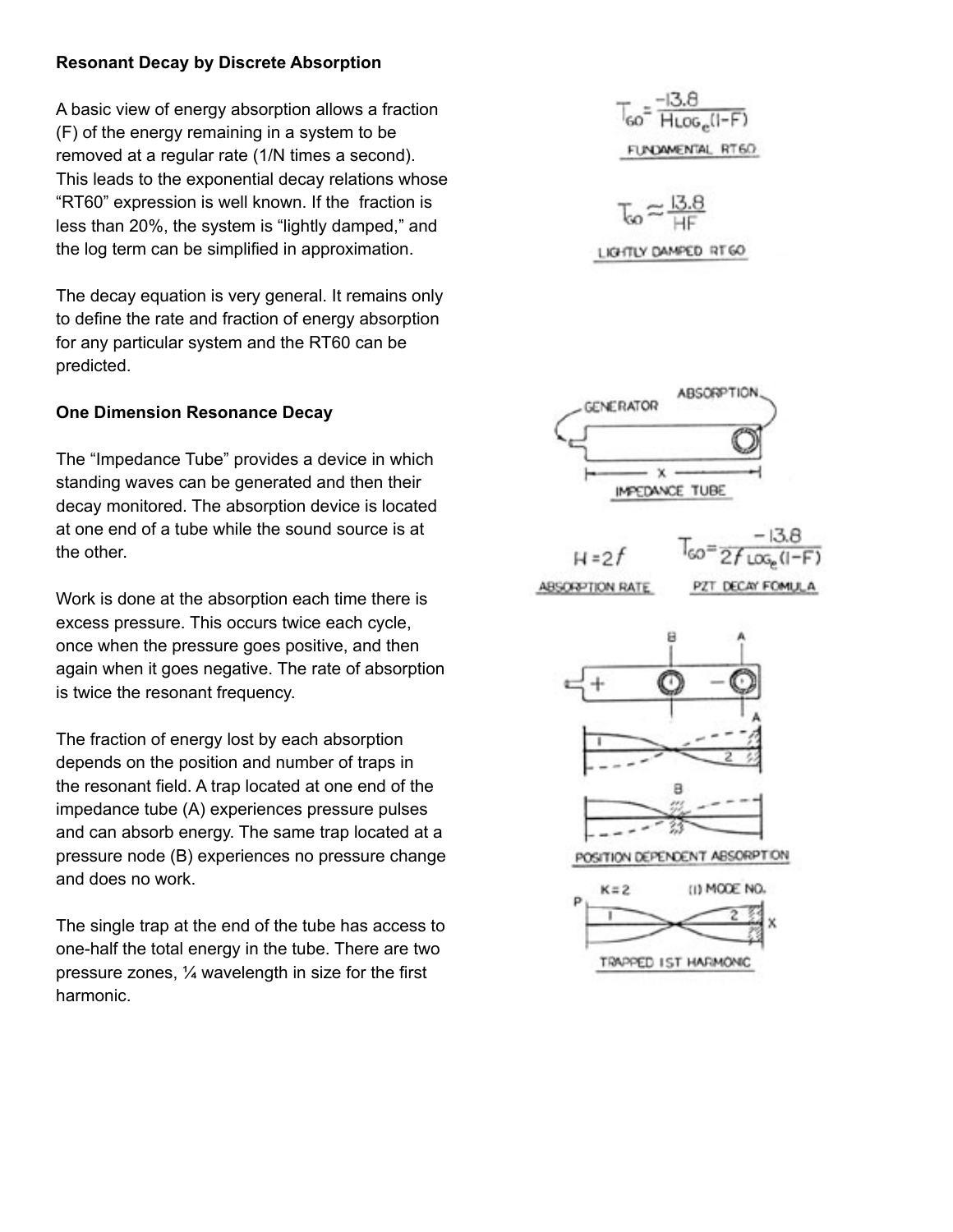**Resonant Decay by Discrete Absorption**

A basic view of energy absorption allows a fraction (F) of the energy remaining in a system to be removed at a regular rate (1/N times a second). This leads to the exponential decay relations whose "RT60" expression is well known. If the fraction is less than 20%, the system is "lightly damped," and the log term can be simplified in approximation.

$$T_{60} = \frac{-13.8}{H \log_e(1-F)}$$

FUNDAMENTAL RT60

$$T_{60} \approx \frac{13.8}{HF}$$

LIGHTLY DAMPED RT60

The decay equation is very general. It remains only to define the rate and fraction of energy absorption for any particular system and the RT60 can be predicted.

**One Dimension Resonance Decay**

The "Impedance Tube" provides a device in which standing waves can be generated and then their decay monitored. The absorption device is located at one end of a tube while the sound source is at the other.

IMPEDANCE TUBE

Work is done at the absorption each time there is excess pressure. This occurs twice each cycle, once when the pressure goes positive, and then again when it goes negative. The rate of absorption is twice the resonant frequency.

$$H = 2f$$

ABSORPTION RATE

$$T_{60} = \frac{-13.8}{2f \log_e(1-F)}$$

PZT DECAY FOMULA

The fraction of energy lost by each absorption depends on the position and number of traps in the resonant field. A trap located at one end of the impedance tube (A) experiences pressure pulses and can absorb energy. The same trap located at a pressure node (B) experiences no pressure change and does no work.

POSITION DEPENDENT ABSORPTION

The single trap at the end of the tube has access to one-half the total energy in the tube. There are two pressure zones, ¼ wavelength in size for the first harmonic.

TRAPPED 1ST HARMONIC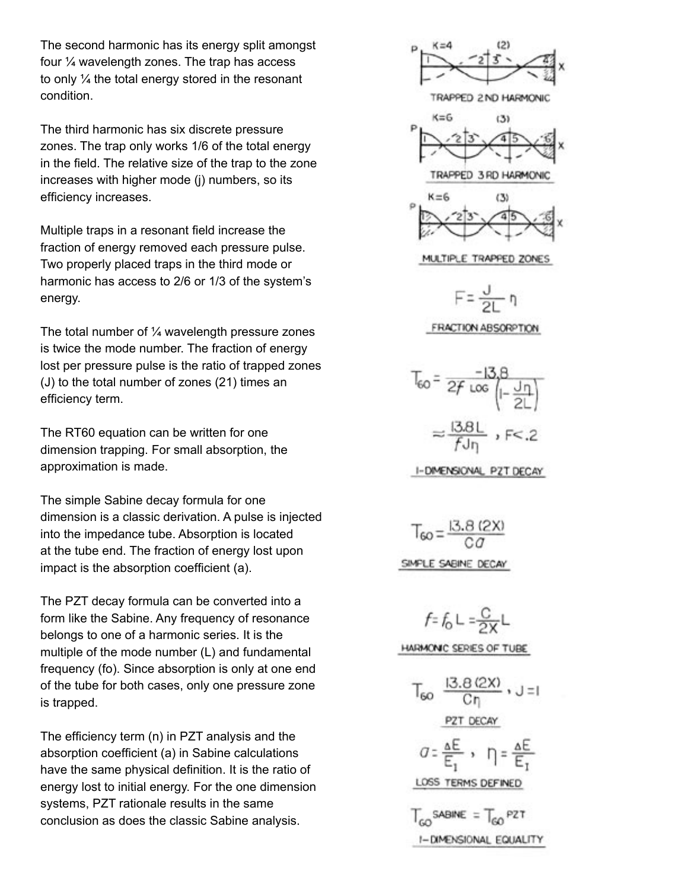The second harmonic has its energy split amongst four ¼ wavelength zones. The trap has access to only ¼ the total energy stored in the resonant condition.

TRAPPED 2ND HARMONIC

The third harmonic has six discrete pressure zones. The trap only works 1/6 of the total energy in the field. The relative size of the trap to the zone increases with higher mode (j) numbers, so its efficiency increases.

TRAPPED 3RD HARMONIC

Multiple traps in a resonant field increase the fraction of energy removed each pressure pulse. Two properly placed traps in the third mode or harmonic has access to 2/6 or 1/3 of the system's energy.

MULTIPLE TRAPPED ZONES

The total number of ¼ wavelength pressure zones is twice the mode number. The fraction of energy lost per pressure pulse is the ratio of trapped zones (J) to the total number of zones (21) times an efficiency term.

$$F = \frac{J}{2L}\eta$$

FRACTION ABSORPTION

The RT60 equation can be written for one dimension trapping. For small absorption, the approximation is made.

$$T_{60} = \frac{-13.8}{2f \log\left(1 - \frac{J\eta}{2L}\right)}$$

$$\approx \frac{13.8L}{fJ\eta}, \quad F < .2$$

1-DIMENSIONAL PZT DECAY

The simple Sabine decay formula for one dimension is a classic derivation. A pulse is injected into the impedance tube. Absorption is located at the tube end. The fraction of energy lost upon impact is the absorption coefficient (a).

$$T_{60} = \frac{13.8\,(2X)}{Ca}$$

SIMPLE SABINE DECAY

The PZT decay formula can be converted into a form like the Sabine. Any frequency of resonance belongs to one of a harmonic series. It is the multiple of the mode number (L) and fundamental frequency (fo). Since absorption is only at one end of the tube for both cases, only one pressure zone is trapped.

$$f = f_0 L = \frac{C}{2X} L$$

HARMONIC SERIES OF TUBE

$$T_{60} \; \frac{13.8\,(2X)}{C\eta}, \quad J = 1$$

PZT DECAY

The efficiency term (n) in PZT analysis and the absorption coefficient (a) in Sabine calculations have the same physical definition. It is the ratio of energy lost to initial energy. For the one dimension systems, PZT rationale results in the same conclusion as does the classic Sabine analysis.

$$a = \frac{\Delta E}{E_1}, \quad \eta = \frac{\Delta E}{E_I}$$

LOSS TERMS DEFINED

$$T_{60}^{\,SABINE} = T_{60}^{\,PZT}$$

1-DIMENSIONAL EQUALITY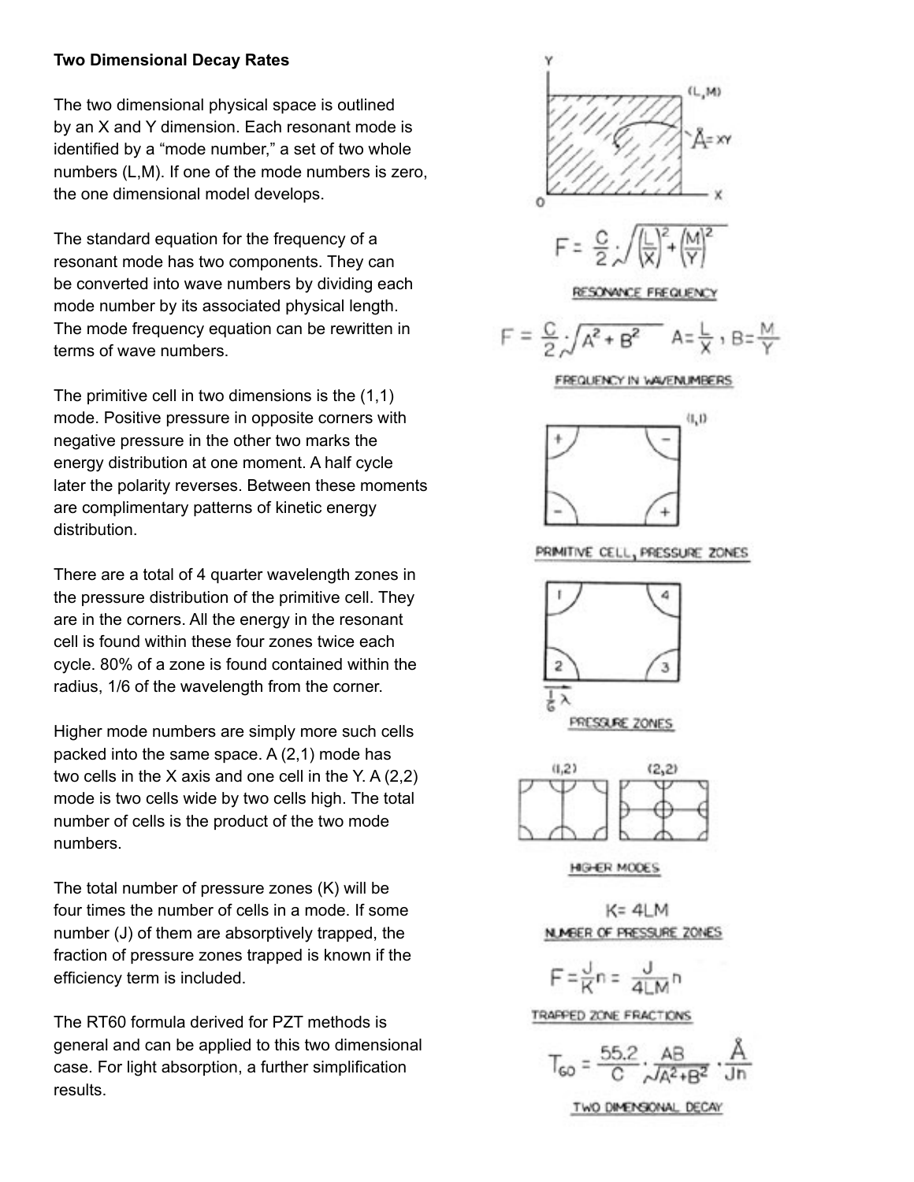**Two Dimensional Decay Rates**

The two dimensional physical space is outlined by an X and Y dimension. Each resonant mode is identified by a "mode number," a set of two whole numbers (L,M). If one of the mode numbers is zero, the one dimensional model develops.

$$\mathring{A} = XY$$

The standard equation for the frequency of a resonant mode has two components. They can be converted into wave numbers by dividing each mode number by its associated physical length. The mode frequency equation can be rewritten in terms of wave numbers.

$$F = \frac{C}{2} \cdot \sqrt{\left(\frac{L}{X}\right)^2 + \left(\frac{M}{Y}\right)^2}$$

RESONANCE FREQUENCY

$$F = \frac{C}{2} \cdot \sqrt{A^2 + B^2} \quad A = \frac{L}{X}, \; B = \frac{M}{Y}$$

FREQUENCY IN WAVENUMBERS

The primitive cell in two dimensions is the (1,1) mode. Positive pressure in opposite corners with negative pressure in the other two marks the energy distribution at one moment. A half cycle later the polarity reverses. Between these moments are complimentary patterns of kinetic energy distribution.

PRIMITIVE CELL, PRESSURE ZONES

There are a total of 4 quarter wavelength zones in the pressure distribution of the primitive cell. They are in the corners. All the energy in the resonant cell is found within these four zones twice each cycle. 80% of a zone is found contained within the radius, 1/6 of the wavelength from the corner.

$\frac{1}{6}\lambda$

PRESSURE ZONES

Higher mode numbers are simply more such cells packed into the same space. A (2,1) mode has two cells in the X axis and one cell in the Y. A (2,2) mode is two cells wide by two cells high. The total number of cells is the product of the two mode numbers.

HIGHER MODES

The total number of pressure zones (K) will be four times the number of cells in a mode. If some number (J) of them are absorptively trapped, the fraction of pressure zones trapped is known if the efficiency term is included.

$$K = 4LM$$

NUMBER OF PRESSURE ZONES

$$F = \frac{J}{K} n = \frac{J}{4LM} n$$

TRAPPED ZONE FRACTIONS

The RT60 formula derived for PZT methods is general and can be applied to this two dimensional case. For light absorption, a further simplification results.

$$T_{60} = \frac{55.2}{C} \cdot \frac{AB}{\sqrt{A^2 + B^2}} \cdot \frac{\mathring{A}}{Jn}$$

TWO DIMENSIONAL DECAY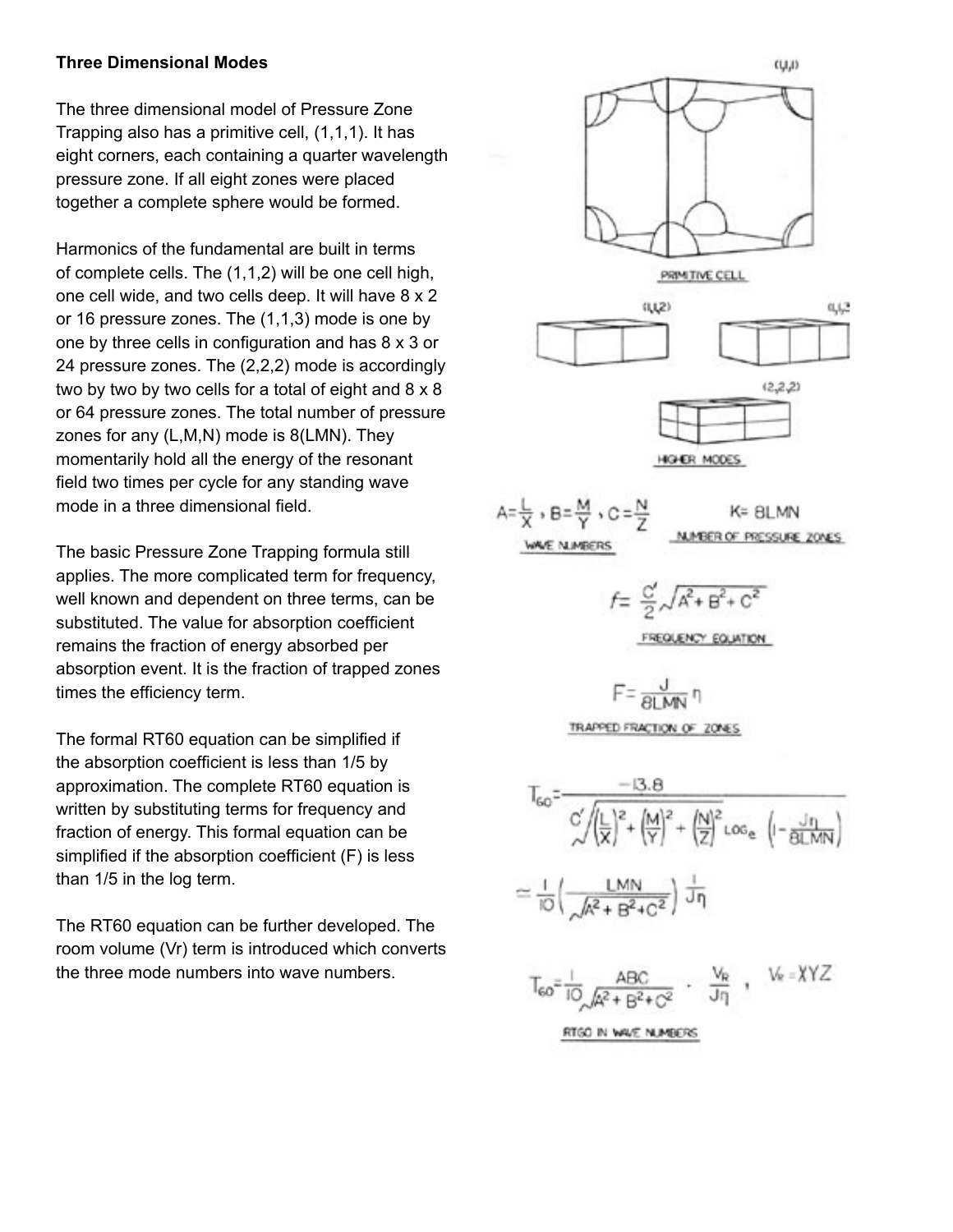### Three Dimensional Modes

The three dimensional model of Pressure Zone Trapping also has a primitive cell, (1,1,1). It has eight corners, each containing a quarter wavelength pressure zone. If all eight zones were placed together a complete sphere would be formed.

Harmonics of the fundamental are built in terms of complete cells. The (1,1,2) will be one cell high, one cell wide, and two cells deep. It will have 8 x 2 or 16 pressure zones. The (1,1,3) mode is one by one by three cells in configuration and has 8 x 3 or 24 pressure zones. The (2,2,2) mode is accordingly two by two by two cells for a total of eight and 8 x 8 or 64 pressure zones. The total number of pressure zones for any (L,M,N) mode is 8(LMN). They momentarily hold all the energy of the resonant field two times per cycle for any standing wave mode in a three dimensional field.

The basic Pressure Zone Trapping formula still applies. The more complicated term for frequency, well known and dependent on three terms, can be substituted. The value for absorption coefficient remains the fraction of energy absorbed per absorption event. It is the fraction of trapped zones times the efficiency term.

The formal RT60 equation can be simplified if the absorption coefficient is less than 1/5 by approximation. The complete RT60 equation is written by substituting terms for frequency and fraction of energy. This formal equation can be simplified if the absorption coefficient (F) is less than 1/5 in the log term.

The RT60 equation can be further developed. The room volume (Vr) term is introduced which converts the three mode numbers into wave numbers.

(1,1,1)

PRIMITIVE CELL

(1,1,2) (1,1,3)

(2,2,2)

HIGHER MODES

$$A = \frac{L}{X},\ B = \frac{M}{Y},\ C = \frac{N}{Z}$$

WAVE NUMBERS

$$K = 8LMN$$

NUMBER OF PRESSURE ZONES

$$f = \frac{C'}{2}\sqrt{A^2 + B^2 + C^2}$$

FREQUENCY EQUATION

$$F = \frac{J}{8LMN}\eta$$

TRAPPED FRACTION OF ZONES

$$T_{60} = \frac{-13.8}{C'\sqrt{\left(\frac{L}{X}\right)^2 + \left(\frac{M}{Y}\right)^2 + \left(\frac{N}{Z}\right)^2}\ \log_e\left(1 - \frac{J\eta}{8LMN}\right)}$$

$$\simeq \frac{1}{10}\left(\frac{LMN}{\sqrt{A^2 + B^2 + C^2}}\right)\frac{1}{J\eta}$$

$$T_{60} = \frac{1}{10}\frac{ABC}{\sqrt{A^2 + B^2 + C^2}} \cdot \frac{V_R}{J\eta},\quad V_R = XYZ$$

RT60 IN WAVE NUMBERS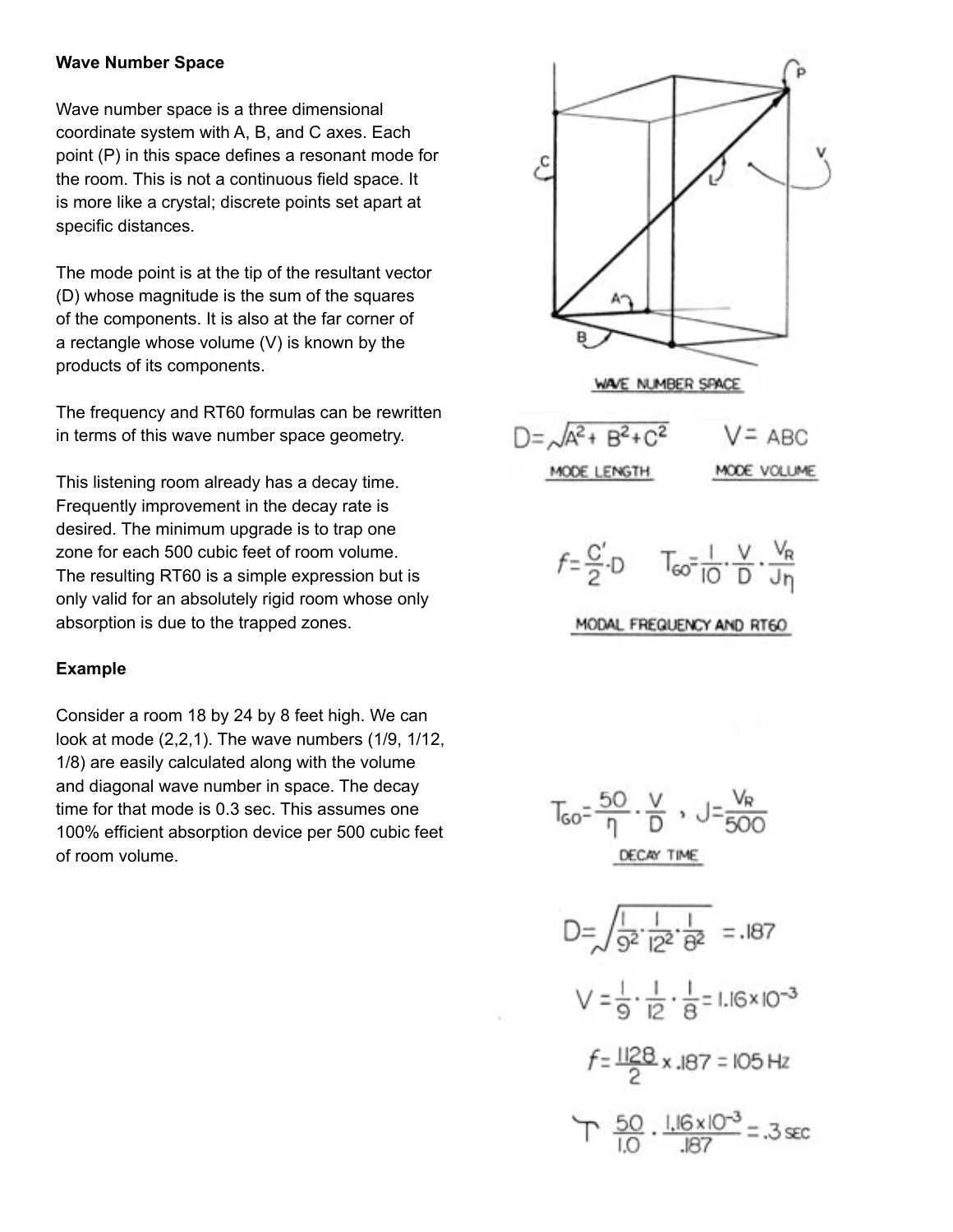## Wave Number Space

Wave number space is a three dimensional coordinate system with A, B, and C axes. Each point (P) in this space defines a resonant mode for the room. This is not a continuous field space. It is more like a crystal; discrete points set apart at specific distances.

The mode point is at the tip of the resultant vector (D) whose magnitude is the sum of the squares of the components. It is also at the far corner of a rectangle whose volume (V) is known by the products of its components.

The frequency and RT60 formulas can be rewritten in terms of this wave number space geometry.

This listening room already has a decay time. Frequently improvement in the decay rate is desired. The minimum upgrade is to trap one zone for each 500 cubic feet of room volume. The resulting RT60 is a simple expression but is only valid for an absolutely rigid room whose only absorption is due to the trapped zones.

WAVE NUMBER SPACE

$$D = \sqrt{A^2 + B^2 + C^2} \qquad V = ABC$$

MODE LENGTH — MODE VOLUME

$$f = \frac{C'}{2} \cdot D \qquad T_{60} = \frac{1}{10} \cdot \frac{V}{D} \cdot \frac{V_R}{J\eta}$$

MODAL FREQUENCY AND RT60

### Example

Consider a room 18 by 24 by 8 feet high. We can look at mode (2,2,1). The wave numbers (1/9, 1/12, 1/8) are easily calculated along with the volume and diagonal wave number in space. The decay time for that mode is 0.3 sec. This assumes one 100% efficient absorption device per 500 cubic feet of room volume.

$$T_{60} = \frac{50}{\eta} \cdot \frac{V}{D}, \quad J = \frac{V_R}{500}$$

DECAY TIME

$$D = \sqrt{\frac{1}{9^2} \cdot \frac{1}{12^2} \cdot \frac{1}{8^2}} = .187$$

$$V = \frac{1}{9} \cdot \frac{1}{12} \cdot \frac{1}{8} = 1.16 \times 10^{-3}$$

$$f = \frac{1128}{2} \times .187 = 105 \text{ Hz}$$

$$T \; \frac{50}{1.0} \cdot \frac{1.16 \times 10^{-3}}{.187} = .3 \text{ SEC}$$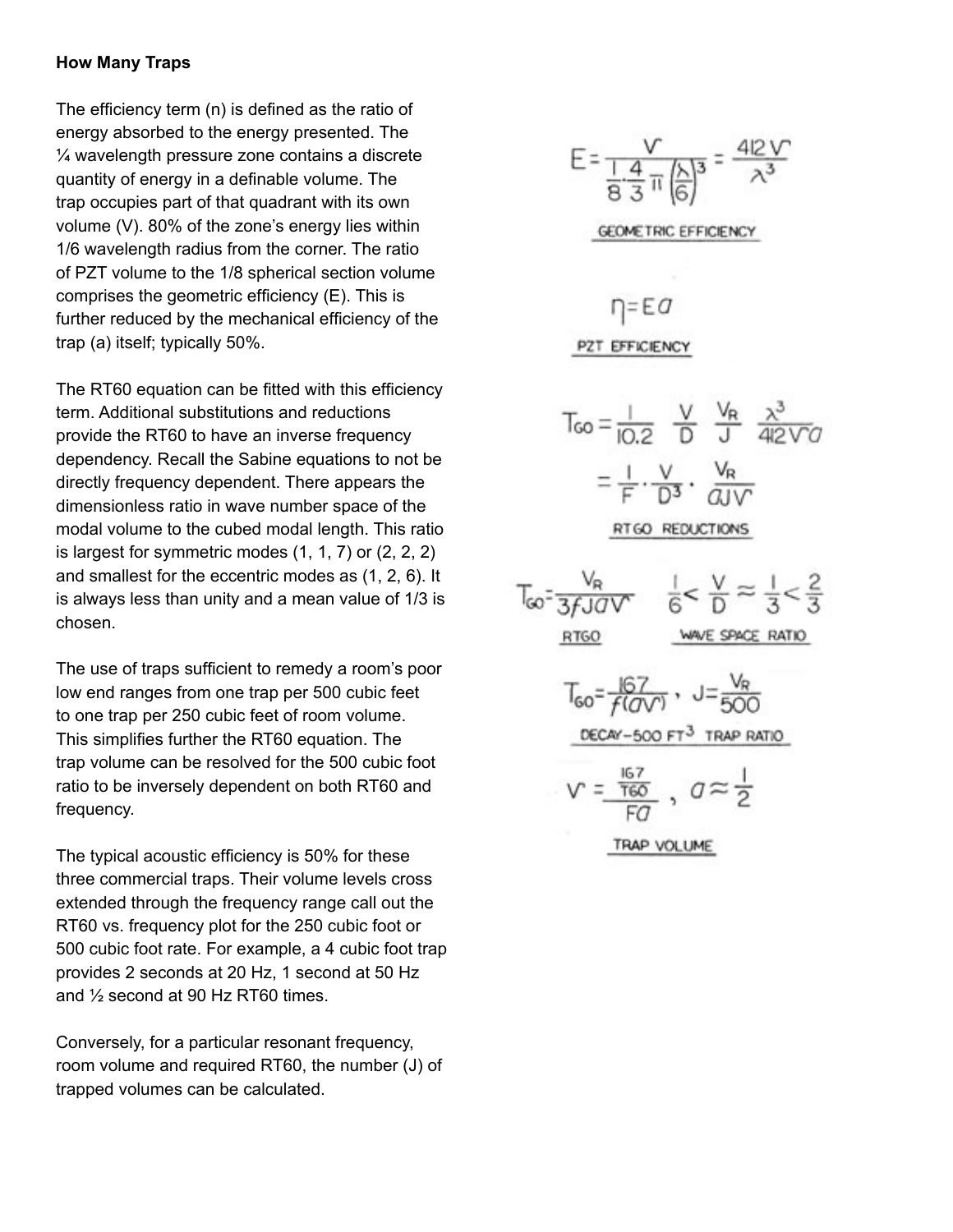**How Many Traps**

The efficiency term (n) is defined as the ratio of energy absorbed to the energy presented. The ¼ wavelength pressure zone contains a discrete quantity of energy in a definable volume. The trap occupies part of that quadrant with its own volume (V). 80% of the zone's energy lies within 1/6 wavelength radius from the corner. The ratio of PZT volume to the 1/8 spherical section volume comprises the geometric efficiency (E). This is further reduced by the mechanical efficiency of the trap (a) itself; typically 50%.

$$E = \frac{V}{\frac{1}{8} \cdot \frac{4}{3} \pi \left(\frac{\lambda}{6}\right)^3} = \frac{412 V}{\lambda^3}$$

GEOMETRIC EFFICIENCY

$$\eta = E a$$

PZT EFFICIENCY

The RT60 equation can be fitted with this efficiency term. Additional substitutions and reductions provide the RT60 to have an inverse frequency dependency. Recall the Sabine equations to not be directly frequency dependent. There appears the dimensionless ratio in wave number space of the modal volume to the cubed modal length. This ratio is largest for symmetric modes (1, 1, 7) or (2, 2, 2) and smallest for the eccentric modes as (1, 2, 6). It is always less than unity and a mean value of 1/3 is chosen.

$$T_{60} = \frac{1}{10.2} \quad \frac{V}{D} \quad \frac{V_R}{J} \quad \frac{\lambda^3}{412 V a}$$

$$= \frac{1}{F} \cdot \frac{V}{D^3} \cdot \frac{V_R}{a J V}$$

RT60 REDUCTIONS

$$T_{60} = \frac{V_R}{3 f J a V} \qquad \frac{1}{6} < \frac{V}{D} \approx \frac{1}{3} < \frac{2}{3}$$

RT60 — WAVE SPACE RATIO

The use of traps sufficient to remedy a room's poor low end ranges from one trap per 500 cubic feet to one trap per 250 cubic feet of room volume. This simplifies further the RT60 equation. The trap volume can be resolved for the 500 cubic foot ratio to be inversely dependent on both RT60 and frequency.

$$T_{60} = \frac{167}{f(a V)}, \quad J = \frac{V_R}{500}$$

DECAY–500 FT³ TRAP RATIO

$$V = \frac{\frac{167}{T60}}{F a}, \quad a \approx \frac{1}{2}$$

TRAP VOLUME

The typical acoustic efficiency is 50% for these three commercial traps. Their volume levels cross extended through the frequency range call out the RT60 vs. frequency plot for the 250 cubic foot or 500 cubic foot rate. For example, a 4 cubic foot trap provides 2 seconds at 20 Hz, 1 second at 50 Hz and ½ second at 90 Hz RT60 times.

Conversely, for a particular resonant frequency, room volume and required RT60, the number (J) of trapped volumes can be calculated.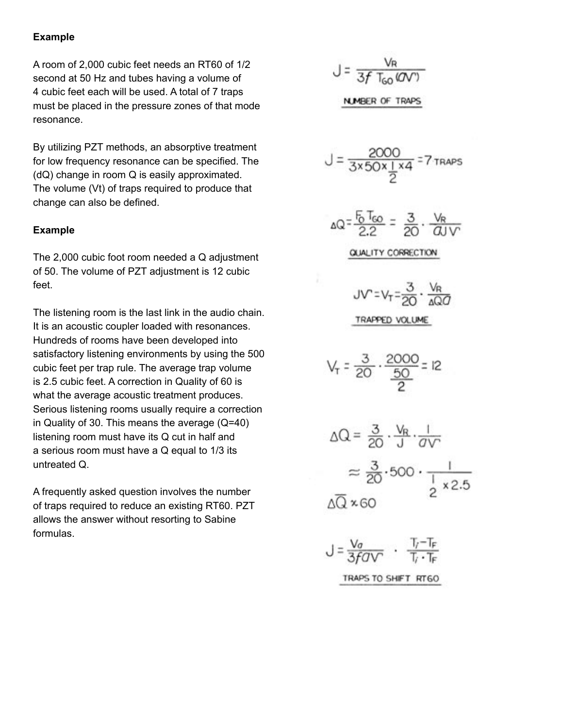**Example**

A room of 2,000 cubic feet needs an RT60 of 1/2 second at 50 Hz and tubes having a volume of 4 cubic feet each will be used. A total of 7 traps must be placed in the pressure zones of that mode resonance.

$$J = \frac{V_R}{3f\, T_{60}\, (aV')}$$

NUMBER OF TRAPS

$$J = \frac{2000}{3 \times 50 \times \frac{1}{2} \times 4} = 7 \text{ TRAPS}$$

By utilizing PZT methods, an absorptive treatment for low frequency resonance can be specified. The (dQ) change in room Q is easily approximated. The volume (Vt) of traps required to produce that change can also be defined.

$$\Delta Q = \frac{F_0\, T_{60}}{2.2} = \frac{3}{20} \cdot \frac{V_R}{aJV'}$$

QUALITY CORRECTION

**Example**

The 2,000 cubic foot room needed a Q adjustment of 50. The volume of PZT adjustment is 12 cubic feet.

$$JV' = V_T = \frac{3}{20} \cdot \frac{V_R}{\Delta Q a}$$

TRAPPED VOLUME

$$V_T = \frac{3}{20} \cdot \frac{2000}{\frac{50}{2}} = 12$$

The listening room is the last link in the audio chain. It is an acoustic coupler loaded with resonances. Hundreds of rooms have been developed into satisfactory listening environments by using the 500 cubic feet per trap rule. The average trap volume is 2.5 cubic feet. A correction in Quality of 60 is what the average acoustic treatment produces. Serious listening rooms usually require a correction in Quality of 30. This means the average (Q=40) listening room must have its Q cut in half and a serious room must have a Q equal to 1/3 its untreated Q.

$$\Delta Q = \frac{3}{20} \cdot \frac{V_R}{J} \cdot \frac{1}{aV'}$$

$$\approx \frac{3}{20} \cdot 500 \cdot \frac{1}{\frac{1}{2} \times 2.5}$$

$$\Delta \overline{Q} \approx 60$$

A frequently asked question involves the number of traps required to reduce an existing RT60. PZT allows the answer without resorting to Sabine formulas.

$$J = \frac{V_a}{3faV'} \cdot \frac{T_I - T_F}{T_I \cdot T_F}$$

TRAPS TO SHIFT RT60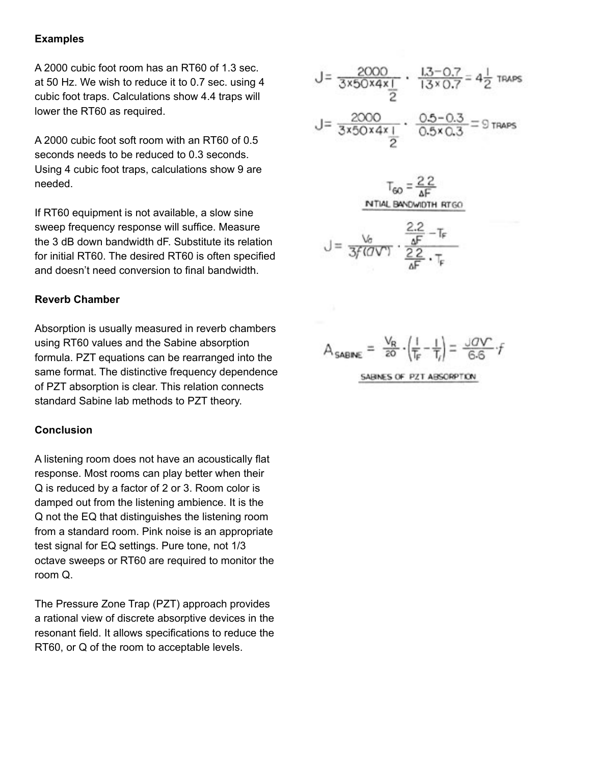### Examples

A 2000 cubic foot room has an RT60 of 1.3 sec. at 50 Hz. We wish to reduce it to 0.7 sec. using 4 cubic foot traps. Calculations show 4.4 traps will lower the RT60 as required.

$$J = \frac{2000}{3 \times 50 \times 4 \times \frac{1}{2}} \cdot \frac{1.3 - 0.7}{1.3 \times 0.7} = 4\tfrac{1}{2} \text{ TRAPS}$$

A 2000 cubic foot soft room with an RT60 of 0.5 seconds needs to be reduced to 0.3 seconds. Using 4 cubic foot traps, calculations show 9 are needed.

$$J = \frac{2000}{3 \times 50 \times 4 \times \frac{1}{2}} \cdot \frac{0.5 - 0.3}{0.5 \times 0.3} = 9 \text{ TRAPS}$$

If RT60 equipment is not available, a slow sine sweep frequency response will suffice. Measure the 3 dB down bandwidth dF. Substitute its relation for initial RT60. The desired RT60 is often specified and doesn't need conversion to final bandwidth.

$$T_{60} = \frac{2.2}{\Delta F}$$

INITIAL BANDWIDTH RT60

$$J = \frac{V_G}{3f(\bar{\alpha}V^{\prime})} \cdot \frac{\frac{2.2}{\Delta F} - T_F}{\frac{2.2}{\Delta F} \cdot T_F}$$

### Reverb Chamber

Absorption is usually measured in reverb chambers using RT60 values and the Sabine absorption formula. PZT equations can be rearranged into the same format. The distinctive frequency dependence of PZT absorption is clear. This relation connects standard Sabine lab methods to PZT theory.

$$A_{SABINE} = \frac{V_R}{20} \cdot \left( \frac{1}{T_F} - \frac{1}{T_I} \right) = \frac{J\bar{\alpha}V^{\prime}}{6.6} \cdot f$$

SABINES OF PZT ABSORPTION

### Conclusion

A listening room does not have an acoustically flat response. Most rooms can play better when their Q is reduced by a factor of 2 or 3. Room color is damped out from the listening ambience. It is the Q not the EQ that distinguishes the listening room from a standard room. Pink noise is an appropriate test signal for EQ settings. Pure tone, not 1/3 octave sweeps or RT60 are required to monitor the room Q.

The Pressure Zone Trap (PZT) approach provides a rational view of discrete absorptive devices in the resonant field. It allows specifications to reduce the RT60, or Q of the room to acceptable levels.